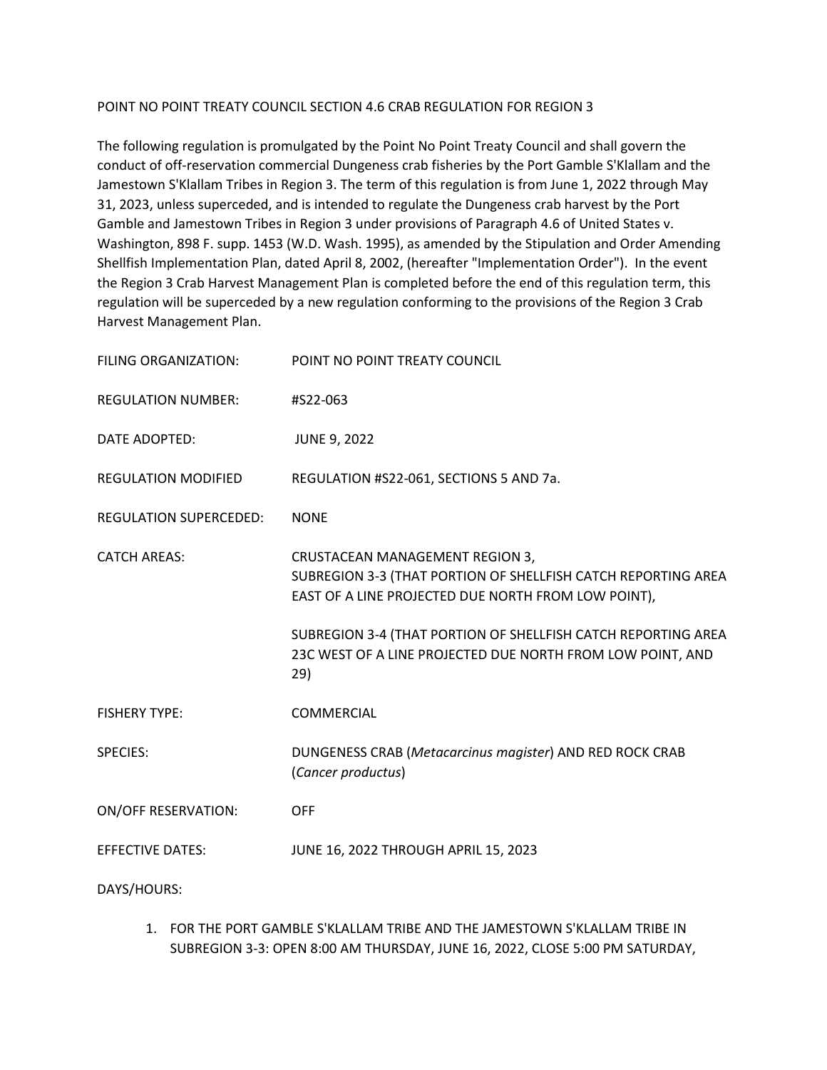# POINT NO POINT TREATY COUNCIL SECTION 4.6 CRAB REGULATION FOR REGION 3

The following regulation is promulgated by the Point No Point Treaty Council and shall govern the conduct of off-reservation commercial Dungeness crab fisheries by the Port Gamble S'Klallam and the Jamestown S'Klallam Tribes in Region 3. The term of this regulation is from June 1, 2022 through May 31, 2023, unless superceded, and is intended to regulate the Dungeness crab harvest by the Port Gamble and Jamestown Tribes in Region 3 under provisions of Paragraph 4.6 of United States v. Washington, 898 F. supp. 1453 (W.D. Wash. 1995), as amended by the Stipulation and Order Amending Shellfish Implementation Plan, dated April 8, 2002, (hereafter "Implementation Order"). In the event the Region 3 Crab Harvest Management Plan is completed before the end of this regulation term, this regulation will be superceded by a new regulation conforming to the provisions of the Region 3 Crab Harvest Management Plan.

FILING ORGANIZATION: POINT NO POINT TREATY COUNCIL

REGULATION NUMBER: #S22-063

DATE ADOPTED: JUNE 9, 2022

REGULATION MODIFIED: REGULATION #S22-061, SECTIONS 5 AND 7a.

REGULATION SUPERCEDED: NONE

CATCH AREAS: CRUSTACEAN MANAGEMENT REGION 3, SUBREGION 3-3 (THAT PORTION OF SHELLFISH CATCH REPORTING AREA EAST OF A LINE PROJECTED DUE NORTH FROM LOW POINT),

SUBREGION 3-4 (THAT PORTION OF SHELLFISH CATCH REPORTING AREA 23C WEST OF A LINE PROJECTED DUE NORTH FROM LOW POINT, AND 29)

FISHERY TYPE: COMMERCIAL

SPECIES: DUNGENESS CRAB (*Metacarcinus magister*) AND RED ROCK CRAB (*Cancer productus*)

ON/OFF RESERVATION: OFF

EFFECTIVE DATES: JUNE 16, 2022 THROUGH APRIL 15, 2023

DAYS/HOURS:

1. FOR THE PORT GAMBLE S'KLALLAM TRIBE AND THE JAMESTOWN S'KLALLAM TRIBE IN SUBREGION 3-3: OPEN 8:00 AM THURSDAY, JUNE 16, 2022, CLOSE 5:00 PM SATURDAY,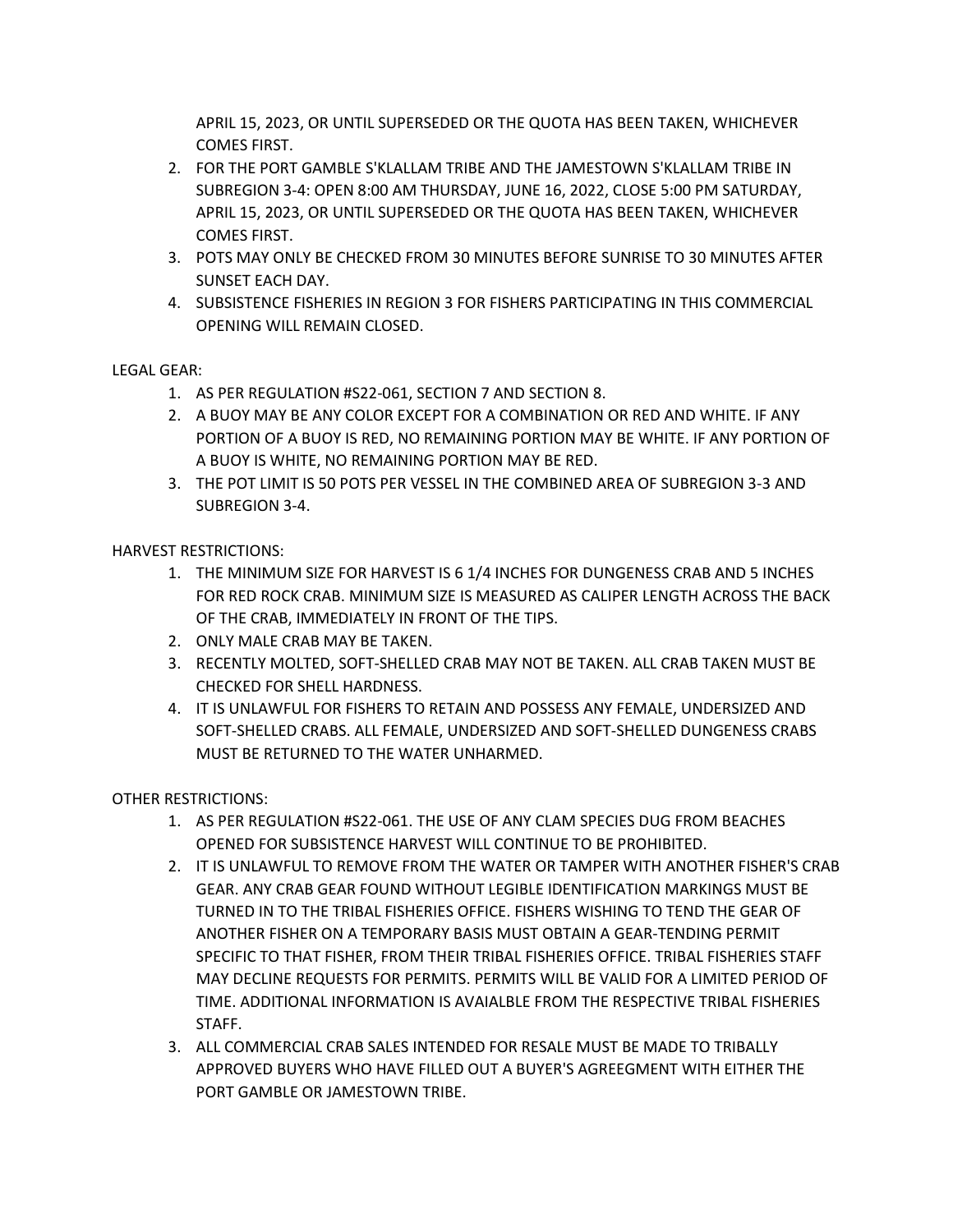APRIL 15, 2023, OR UNTIL SUPERSEDED OR THE QUOTA HAS BEEN TAKEN, WHICHEVER COMES FIRST.

2. FOR THE PORT GAMBLE S'KLALLAM TRIBE AND THE JAMESTOWN S'KLALLAM TRIBE IN SUBREGION 3-4: OPEN 8:00 AM THURSDAY, JUNE 16, 2022, CLOSE 5:00 PM SATURDAY, APRIL 15, 2023, OR UNTIL SUPERSEDED OR THE QUOTA HAS BEEN TAKEN, WHICHEVER COMES FIRST.
3. POTS MAY ONLY BE CHECKED FROM 30 MINUTES BEFORE SUNRISE TO 30 MINUTES AFTER SUNSET EACH DAY.
4. SUBSISTENCE FISHERIES IN REGION 3 FOR FISHERS PARTICIPATING IN THIS COMMERCIAL OPENING WILL REMAIN CLOSED.

LEGAL GEAR:

1. AS PER REGULATION #S22-061, SECTION 7 AND SECTION 8.
2. A BUOY MAY BE ANY COLOR EXCEPT FOR A COMBINATION OR RED AND WHITE. IF ANY PORTION OF A BUOY IS RED, NO REMAINING PORTION MAY BE WHITE. IF ANY PORTION OF A BUOY IS WHITE, NO REMAINING PORTION MAY BE RED.
3. THE POT LIMIT IS 50 POTS PER VESSEL IN THE COMBINED AREA OF SUBREGION 3-3 AND SUBREGION 3-4.

HARVEST RESTRICTIONS:

1. THE MINIMUM SIZE FOR HARVEST IS 6 1/4 INCHES FOR DUNGENESS CRAB AND 5 INCHES FOR RED ROCK CRAB. MINIMUM SIZE IS MEASURED AS CALIPER LENGTH ACROSS THE BACK OF THE CRAB, IMMEDIATELY IN FRONT OF THE TIPS.
2. ONLY MALE CRAB MAY BE TAKEN.
3. RECENTLY MOLTED, SOFT-SHELLED CRAB MAY NOT BE TAKEN. ALL CRAB TAKEN MUST BE CHECKED FOR SHELL HARDNESS.
4. IT IS UNLAWFUL FOR FISHERS TO RETAIN AND POSSESS ANY FEMALE, UNDERSIZED AND SOFT-SHELLED CRABS. ALL FEMALE, UNDERSIZED AND SOFT-SHELLED DUNGENESS CRABS MUST BE RETURNED TO THE WATER UNHARMED.

OTHER RESTRICTIONS:

1. AS PER REGULATION #S22-061. THE USE OF ANY CLAM SPECIES DUG FROM BEACHES OPENED FOR SUBSISTENCE HARVEST WILL CONTINUE TO BE PROHIBITED.
2. IT IS UNLAWFUL TO REMOVE FROM THE WATER OR TAMPER WITH ANOTHER FISHER'S CRAB GEAR. ANY CRAB GEAR FOUND WITHOUT LEGIBLE IDENTIFICATION MARKINGS MUST BE TURNED IN TO THE TRIBAL FISHERIES OFFICE. FISHERS WISHING TO TEND THE GEAR OF ANOTHER FISHER ON A TEMPORARY BASIS MUST OBTAIN A GEAR-TENDING PERMIT SPECIFIC TO THAT FISHER, FROM THEIR TRIBAL FISHERIES OFFICE. TRIBAL FISHERIES STAFF MAY DECLINE REQUESTS FOR PERMITS. PERMITS WILL BE VALID FOR A LIMITED PERIOD OF TIME. ADDITIONAL INFORMATION IS AVAIALBLE FROM THE RESPECTIVE TRIBAL FISHERIES STAFF.
3. ALL COMMERCIAL CRAB SALES INTENDED FOR RESALE MUST BE MADE TO TRIBALLY APPROVED BUYERS WHO HAVE FILLED OUT A BUYER'S AGREEGMENT WITH EITHER THE PORT GAMBLE OR JAMESTOWN TRIBE.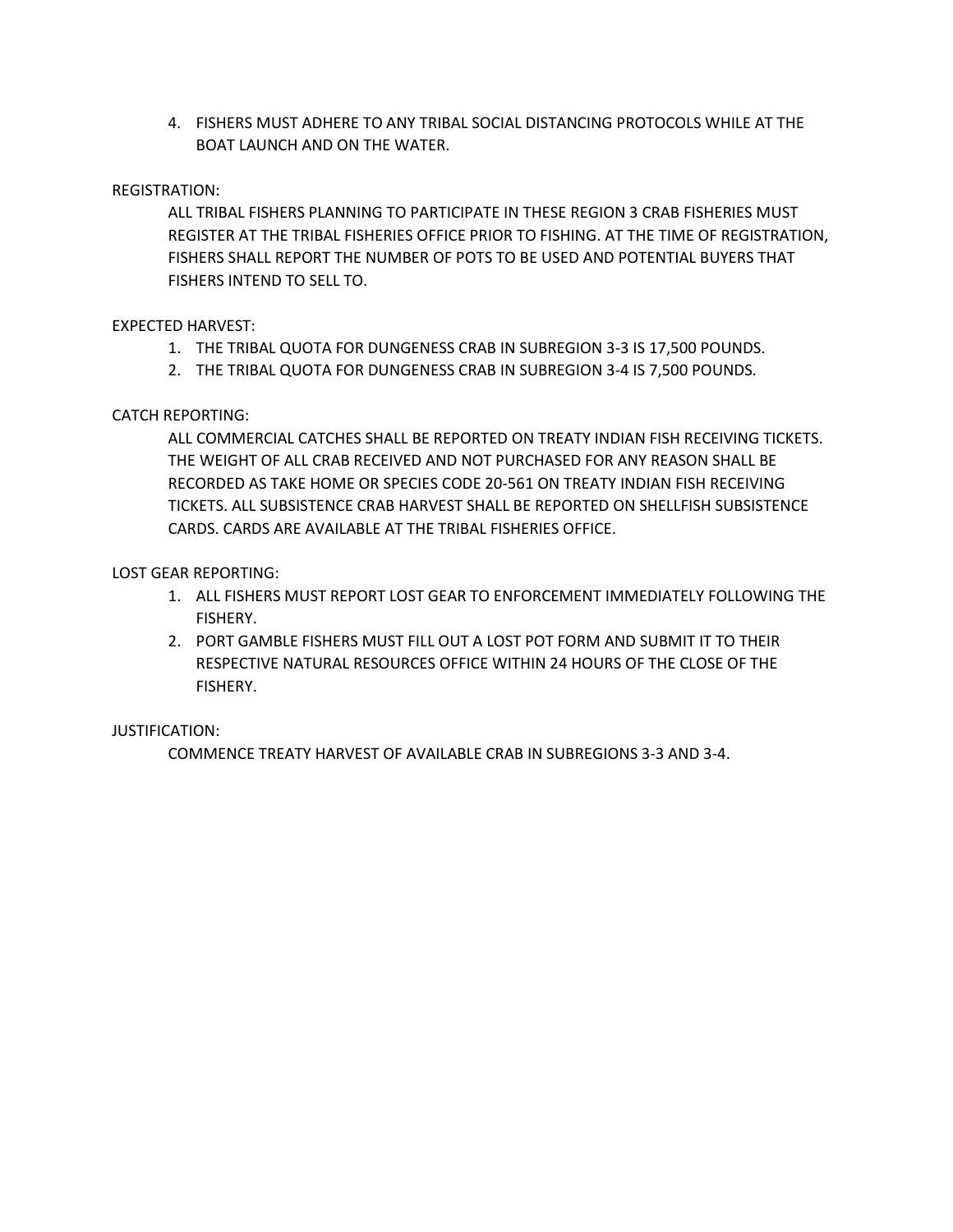4. FISHERS MUST ADHERE TO ANY TRIBAL SOCIAL DISTANCING PROTOCOLS WHILE AT THE BOAT LAUNCH AND ON THE WATER.

REGISTRATION:

ALL TRIBAL FISHERS PLANNING TO PARTICIPATE IN THESE REGION 3 CRAB FISHERIES MUST REGISTER AT THE TRIBAL FISHERIES OFFICE PRIOR TO FISHING. AT THE TIME OF REGISTRATION, FISHERS SHALL REPORT THE NUMBER OF POTS TO BE USED AND POTENTIAL BUYERS THAT FISHERS INTEND TO SELL TO.

EXPECTED HARVEST:

1. THE TRIBAL QUOTA FOR DUNGENESS CRAB IN SUBREGION 3-3 IS 17,500 POUNDS.
2. THE TRIBAL QUOTA FOR DUNGENESS CRAB IN SUBREGION 3-4 IS 7,500 POUNDS.

CATCH REPORTING:

ALL COMMERCIAL CATCHES SHALL BE REPORTED ON TREATY INDIAN FISH RECEIVING TICKETS. THE WEIGHT OF ALL CRAB RECEIVED AND NOT PURCHASED FOR ANY REASON SHALL BE RECORDED AS TAKE HOME OR SPECIES CODE 20-561 ON TREATY INDIAN FISH RECEIVING TICKETS. ALL SUBSISTENCE CRAB HARVEST SHALL BE REPORTED ON SHELLFISH SUBSISTENCE CARDS. CARDS ARE AVAILABLE AT THE TRIBAL FISHERIES OFFICE.

LOST GEAR REPORTING:

1. ALL FISHERS MUST REPORT LOST GEAR TO ENFORCEMENT IMMEDIATELY FOLLOWING THE FISHERY.
2. PORT GAMBLE FISHERS MUST FILL OUT A LOST POT FORM AND SUBMIT IT TO THEIR RESPECTIVE NATURAL RESOURCES OFFICE WITHIN 24 HOURS OF THE CLOSE OF THE FISHERY.

JUSTIFICATION:

COMMENCE TREATY HARVEST OF AVAILABLE CRAB IN SUBREGIONS 3-3 AND 3-4.